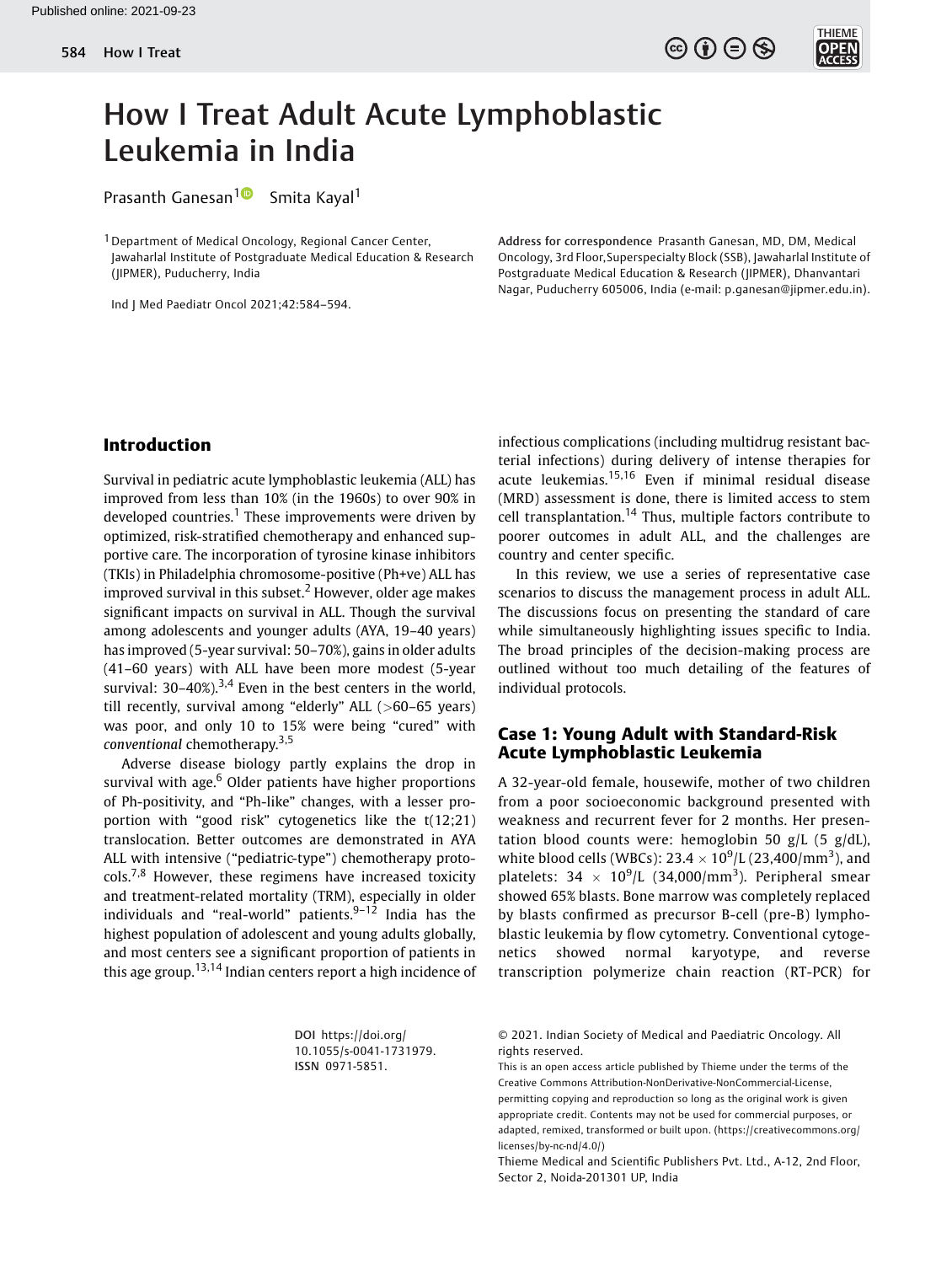# How I Treat Adult Acute Lymphoblastic Leukemia in India

Prasanth Ganesan[1] Smita Kayal[1]

[1] Department of Medical Oncology, Regional Cancer Center, Jawaharlal Institute of Postgraduate Medical Education & Research (JIPMER), Puducherry, India

Ind J Med Paediatr Oncol 2021;42:584–594.

Address for correspondence Prasanth Ganesan, MD, DM, Medical Oncology, 3rd Floor,Superspecialty Block (SSB), Jawaharlal Institute of Postgraduate Medical Education & Research (JIPMER), Dhanvantari Nagar, Puducherry 605006, India (e-mail: p.ganesan@jipmer.edu.in).

## Introduction

Survival in pediatric acute lymphoblastic leukemia (ALL) has improved from less than 10% (in the 1960s) to over 90% in developed countries.[1] These improvements were driven by optimized, risk-stratified chemotherapy and enhanced supportive care. The incorporation of tyrosine kinase inhibitors (TKIs) in Philadelphia chromosome-positive (Ph+ve) ALL has improved survival in this subset.[2] However, older age makes significant impacts on survival in ALL. Though the survival among adolescents and younger adults (AYA, 19–40 years) has improved (5-year survival: 50–70%), gains in older adults (41–60 years) with ALL have been more modest (5-year survival: 30–40%).[3,4] Even in the best centers in the world, till recently, survival among "elderly" ALL (>60–65 years) was poor, and only 10 to 15% were being "cured" with *conventional* chemotherapy.[3,5]

Adverse disease biology partly explains the drop in survival with age.[6] Older patients have higher proportions of Ph-positivity, and "Ph-like" changes, with a lesser proportion with "good risk" cytogenetics like the t(12;21) translocation. Better outcomes are demonstrated in AYA ALL with intensive ("pediatric-type") chemotherapy protocols.[7,8] However, these regimens have increased toxicity and treatment-related mortality (TRM), especially in older individuals and "real-world" patients.[9–12] India has the highest population of adolescent and young adults globally, and most centers see a significant proportion of patients in this age group.[13,14] Indian centers report a high incidence of infectious complications (including multidrug resistant bacterial infections) during delivery of intense therapies for acute leukemias.[15,16] Even if minimal residual disease (MRD) assessment is done, there is limited access to stem cell transplantation.[14] Thus, multiple factors contribute to poorer outcomes in adult ALL, and the challenges are country and center specific.

In this review, we use a series of representative case scenarios to discuss the management process in adult ALL. The discussions focus on presenting the standard of care while simultaneously highlighting issues specific to India. The broad principles of the decision-making process are outlined without too much detailing of the features of individual protocols.

## Case 1: Young Adult with Standard-Risk Acute Lymphoblastic Leukemia

A 32-year-old female, housewife, mother of two children from a poor socioeconomic background presented with weakness and recurrent fever for 2 months. Her presentation blood counts were: hemoglobin 50 g/L (5 g/dL), white blood cells (WBCs): $23.4 \times 10^9$/L (23,400/mm$^3$), and platelets: $34 \times 10^9$/L (34,000/mm$^3$). Peripheral smear showed 65% blasts. Bone marrow was completely replaced by blasts confirmed as precursor B-cell (pre-B) lymphoblastic leukemia by flow cytometry. Conventional cytogenetics showed normal karyotype, and reverse transcription polymerize chain reaction (RT-PCR) for

DOI https://doi.org/10.1055/s-0041-1731979.
ISSN 0971-5851.

© 2021. Indian Society of Medical and Paediatric Oncology. All rights reserved.
This is an open access article published by Thieme under the terms of the Creative Commons Attribution-NonDerivative-NonCommercial-License, permitting copying and reproduction so long as the original work is given appropriate credit. Contents may not be used for commercial purposes, or adapted, remixed, transformed or built upon. (https://creativecommons.org/licenses/by-nc-nd/4.0/)
Thieme Medical and Scientific Publishers Pvt. Ltd., A-12, 2nd Floor, Sector 2, Noida-201301 UP, India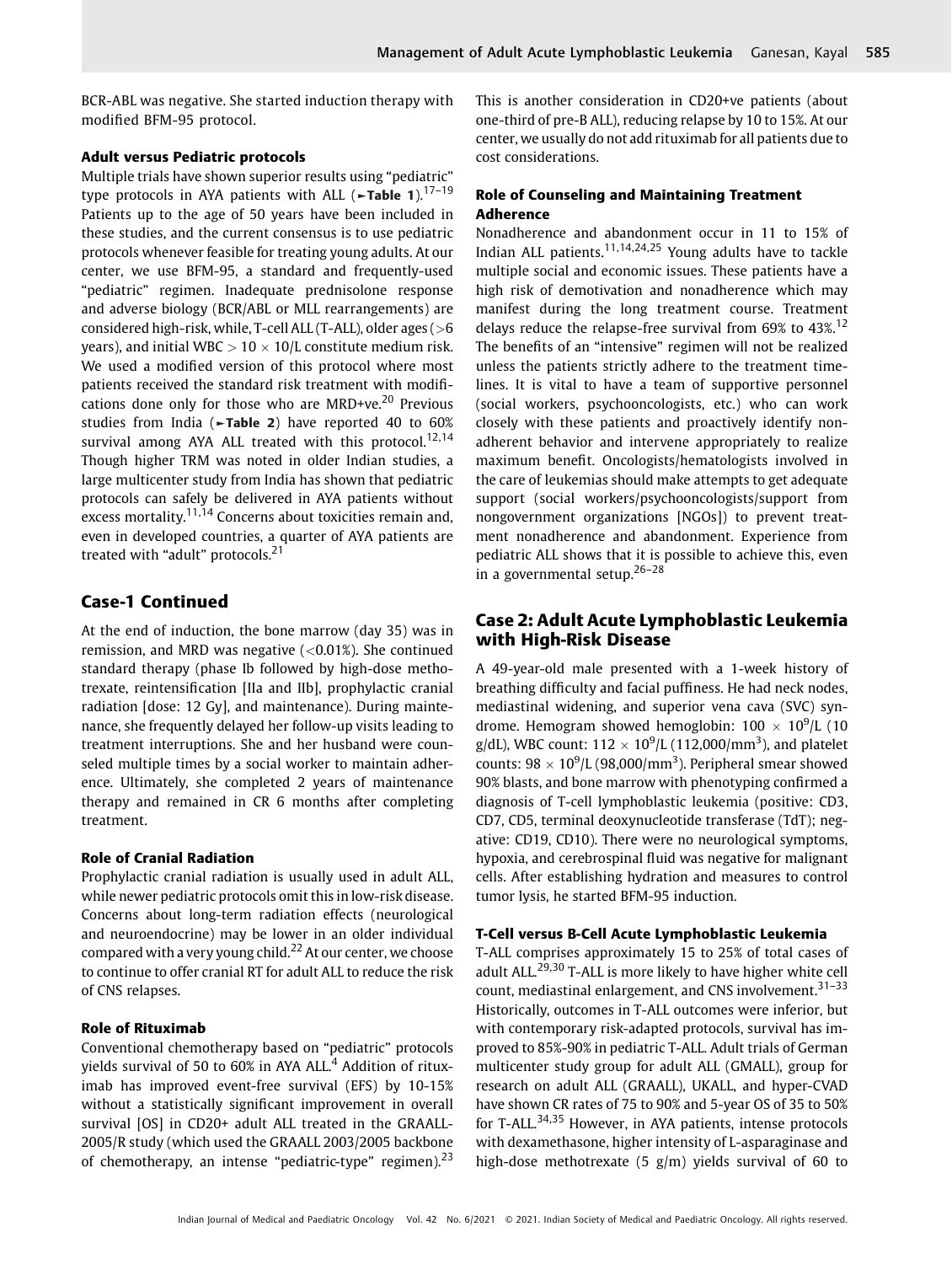BCR-ABL was negative. She started induction therapy with modified BFM-95 protocol.

#### Adult versus Pediatric protocols

Multiple trials have shown superior results using "pediatric" type protocols in AYA patients with ALL (►Table 1).[17–19] Patients up to the age of 50 years have been included in these studies, and the current consensus is to use pediatric protocols whenever feasible for treating young adults. At our center, we use BFM-95, a standard and frequently-used "pediatric" regimen. Inadequate prednisolone response and adverse biology (BCR/ABL or MLL rearrangements) are considered high-risk, while, T-cell ALL (T-ALL), older ages (>6 years), and initial WBC > 10 × 10/L constitute medium risk. We used a modified version of this protocol where most patients received the standard risk treatment with modifications done only for those who are MRD+ve.[20] Previous studies from India (►Table 2) have reported 40 to 60% survival among AYA ALL treated with this protocol.[12,14] Though higher TRM was noted in older Indian studies, a large multicenter study from India has shown that pediatric protocols can safely be delivered in AYA patients without excess mortality.[11,14] Concerns about toxicities remain and, even in developed countries, a quarter of AYA patients are treated with "adult" protocols.[21]

## Case-1 Continued

At the end of induction, the bone marrow (day 35) was in remission, and MRD was negative (<0.01%). She continued standard therapy (phase Ib followed by high-dose methotrexate, reintensification [IIa and IIb], prophylactic cranial radiation [dose: 12 Gy], and maintenance). During maintenance, she frequently delayed her follow-up visits leading to treatment interruptions. She and her husband were counseled multiple times by a social worker to maintain adherence. Ultimately, she completed 2 years of maintenance therapy and remained in CR 6 months after completing treatment.

#### Role of Cranial Radiation

Prophylactic cranial radiation is usually used in adult ALL, while newer pediatric protocols omit this in low-risk disease. Concerns about long-term radiation effects (neurological and neuroendocrine) may be lower in an older individual compared with a very young child.[22] At our center, we choose to continue to offer cranial RT for adult ALL to reduce the risk of CNS relapses.

#### Role of Rituximab

Conventional chemotherapy based on "pediatric" protocols yields survival of 50 to 60% in AYA ALL.[4] Addition of rituximab has improved event-free survival (EFS) by 10-15% without a statistically significant improvement in overall survival [OS] in CD20+ adult ALL treated in the GRAALL-2005/R study (which used the GRAALL 2003/2005 backbone of chemotherapy, an intense "pediatric-type" regimen).[23] This is another consideration in CD20+ve patients (about one-third of pre-B ALL), reducing relapse by 10 to 15%. At our center, we usually do not add rituximab for all patients due to cost considerations.

#### Role of Counseling and Maintaining Treatment Adherence

Nonadherence and abandonment occur in 11 to 15% of Indian ALL patients.[11,14,24,25] Young adults have to tackle multiple social and economic issues. These patients have a high risk of demotivation and nonadherence which may manifest during the long treatment course. Treatment delays reduce the relapse-free survival from 69% to 43%.[12] The benefits of an "intensive" regimen will not be realized unless the patients strictly adhere to the treatment timelines. It is vital to have a team of supportive personnel (social workers, psychooncologists, etc.) who can work closely with these patients and proactively identify nonadherent behavior and intervene appropriately to realize maximum benefit. Oncologists/hematologists involved in the care of leukemias should make attempts to get adequate support (social workers/psychooncologists/support from nongovernment organizations [NGOs]) to prevent treatment nonadherence and abandonment. Experience from pediatric ALL shows that it is possible to achieve this, even in a governmental setup.[26–28]

## Case 2: Adult Acute Lymphoblastic Leukemia with High-Risk Disease

A 49-year-old male presented with a 1-week history of breathing difficulty and facial puffiness. He had neck nodes, mediastinal widening, and superior vena cava (SVC) syndrome. Hemogram showed hemoglobin: $100 \times 10^9$/L (10 g/dL), WBC count: $112 \times 10^9$/L (112,000/mm$^3$), and platelet counts: $98 \times 10^9$/L (98,000/mm$^3$). Peripheral smear showed 90% blasts, and bone marrow with phenotyping confirmed a diagnosis of T-cell lymphoblastic leukemia (positive: CD3, CD7, CD5, terminal deoxynucleotide transferase (TdT); negative: CD19, CD10). There were no neurological symptoms, hypoxia, and cerebrospinal fluid was negative for malignant cells. After establishing hydration and measures to control tumor lysis, he started BFM-95 induction.

#### T-Cell versus B-Cell Acute Lymphoblastic Leukemia

T-ALL comprises approximately 15 to 25% of total cases of adult ALL.[29,30] T-ALL is more likely to have higher white cell count, mediastinal enlargement, and CNS involvement.[31–33] Historically, outcomes in T-ALL outcomes were inferior, but with contemporary risk-adapted protocols, survival has improved to 85%-90% in pediatric T-ALL. Adult trials of German multicenter study group for adult ALL (GMALL), group for research on adult ALL (GRAALL), UKALL, and hyper-CVAD have shown CR rates of 75 to 90% and 5-year OS of 35 to 50% for T-ALL.[34,35] However, in AYA patients, intense protocols with dexamethasone, higher intensity of L-asparaginase and high-dose methotrexate (5 g/m) yields survival of 60 to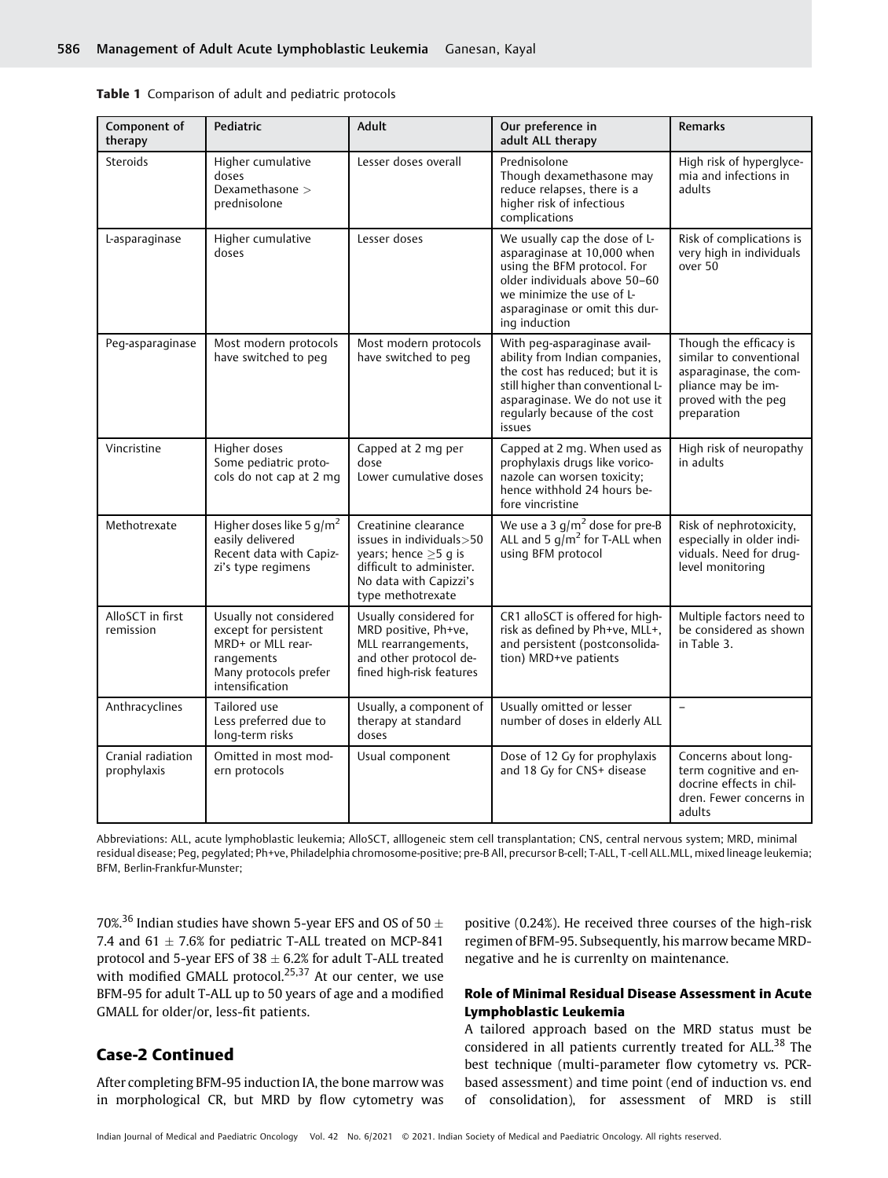**Table 1** Comparison of adult and pediatric protocols

| Component of therapy | Pediatric | Adult | Our preference in adult ALL therapy | Remarks |
| --- | --- | --- | --- | --- |
| Steroids | Higher cumulative doses<br>Dexamethasone > prednisolone | Lesser doses overall | Prednisolone<br>Though dexamethasone may reduce relapses, there is a higher risk of infectious complications | High risk of hyperglycemia and infections in adults |
| L-asparaginase | Higher cumulative doses | Lesser doses | We usually cap the dose of L-asparaginase at 10,000 when using the BFM protocol. For older individuals above 50–60 we minimize the use of L-asparaginase or omit this during induction | Risk of complications is very high in individuals over 50 |
| Peg-asparaginase | Most modern protocols have switched to peg | Most modern protocols have switched to peg | With peg-asparaginase available from Indian companies, the cost has reduced; but it is still higher than conventional L-asparaginase. We do not use it regularly because of the cost issues | Though the efficacy is similar to conventional asparaginase, the compliance may be improved with the peg preparation |
| Vincristine | Higher doses<br>Some pediatric protocols do not cap at 2 mg | Capped at 2 mg per dose<br>Lower cumulative doses | Capped at 2 mg. When used as prophylaxis drugs like voriconazole can worsen toxicity; hence withhold 24 hours before vincristine | High risk of neuropathy in adults |
| Methotrexate | Higher doses like 5 g/m$^2$ easily delivered<br>Recent data with Capizzi's type regimens | Creatinine clearance issues in individuals>50 years; hence ≥5 g is difficult to administer. No data with Capizzi's type methotrexate | We use a 3 g/m$^2$ dose for pre-B ALL and 5 g/m$^2$ for T-ALL when using BFM protocol | Risk of nephrotoxicity, especially in older individuals. Need for drug-level monitoring |
| AlloSCT in first remission | Usually not considered except for persistent MRD+ or MLL rearrangements<br>Many protocols prefer intensification | Usually considered for MRD positive, Ph+ve, MLL rearrangements, and other protocol defined high-risk features | CR1 alloSCT is offered for high-risk as defined by Ph+ve, MLL+, and persistent (postconsolidation) MRD+ve patients | Multiple factors need to be considered as shown in Table 3. |
| Anthracyclines | Tailored use<br>Less preferred due to long-term risks | Usually, a component of therapy at standard doses | Usually omitted or lesser number of doses in elderly ALL | – |
| Cranial radiation prophylaxis | Omitted in most modern protocols | Usual component | Dose of 12 Gy for prophylaxis and 18 Gy for CNS+ disease | Concerns about long-term cognitive and endocrine effects in children. Fewer concerns in adults |

Abbreviations: ALL, acute lymphoblastic leukemia; AlloSCT, alllogeneic stem cell transplantation; CNS, central nervous system; MRD, minimal residual disease; Peg, pegylated; Ph+ve, Philadelphia chromosome-positive; pre-B All, precursor B-cell; T-ALL, T -cell ALL.MLL, mixed lineage leukemia; BFM, Berlin-Frankfur-Munster;

70%.[36] Indian studies have shown 5-year EFS and OS of 50 ± 7.4 and 61 ± 7.6% for pediatric T-ALL treated on MCP-841 protocol and 5-year EFS of 38 ± 6.2% for adult T-ALL treated with modified GMALL protocol.[25,37] At our center, we use BFM-95 for adult T-ALL up to 50 years of age and a modified GMALL for older/or, less-fit patients.

## Case-2 Continued

After completing BFM-95 induction IA, the bone marrow was in morphological CR, but MRD by flow cytometry was positive (0.24%). He received three courses of the high-risk regimen of BFM-95. Subsequently, his marrow became MRD-negative and he is currenlty on maintenance.

### Role of Minimal Residual Disease Assessment in Acute Lymphoblastic Leukemia

A tailored approach based on the MRD status must be considered in all patients currently treated for ALL.[38] The best technique (multi-parameter flow cytometry vs. PCR-based assessment) and time point (end of induction vs. end of consolidation), for assessment of MRD is still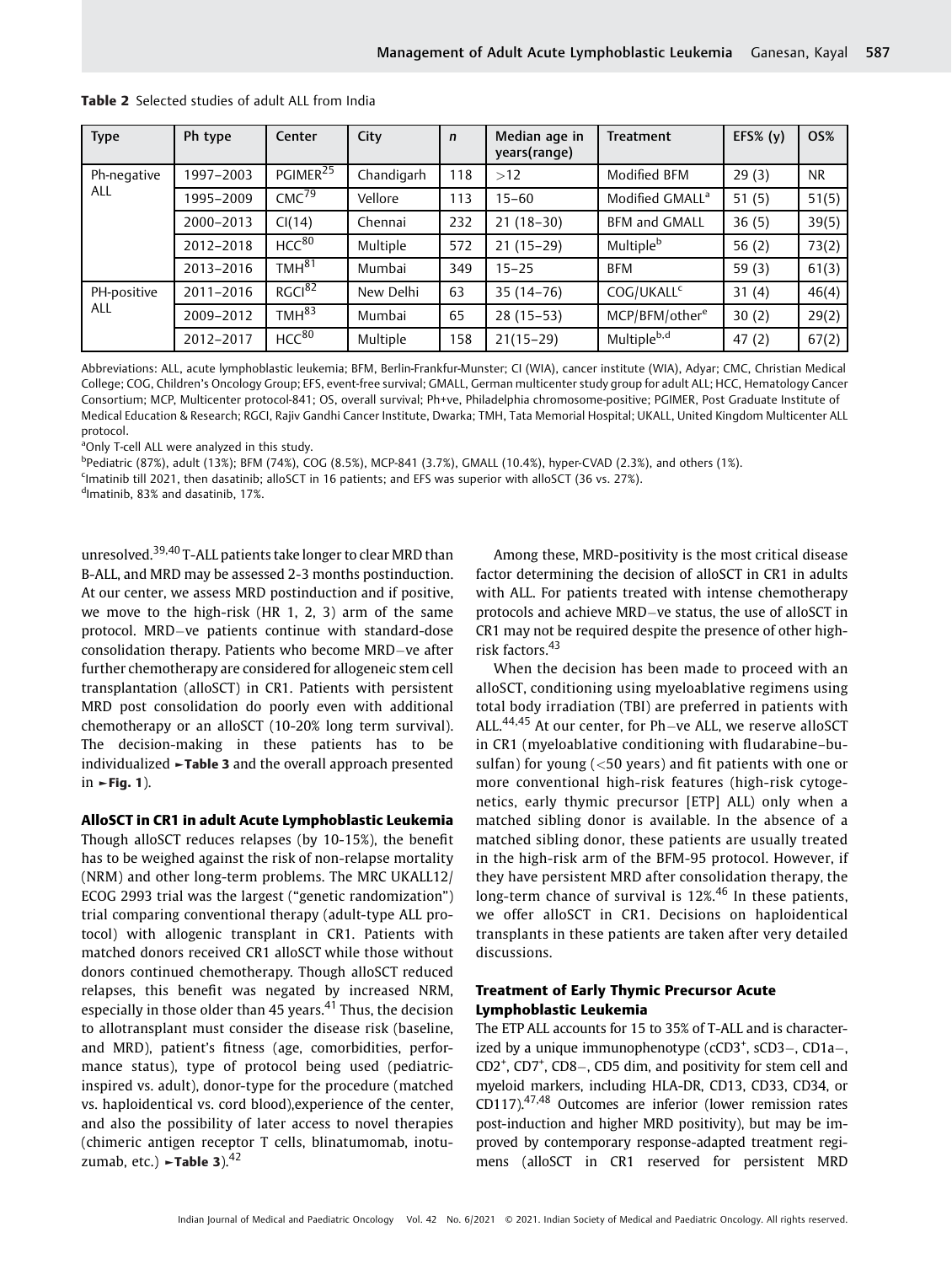**Table 2** Selected studies of adult ALL from India

| Type | Ph type | Center | City | n | Median age in years(range) | Treatment | EFS% (y) | OS% |
|---|---|---|---|---|---|---|---|---|
| Ph-negative ALL | 1997–2003 | PGIMER[25] | Chandigarh | 118 | >12 | Modified BFM | 29 (3) | NR |
| | 1995–2009 | CMC[79] | Vellore | 113 | 15–60 | Modified GMALL[a] | 51 (5) | 51(5) |
| | 2000–2013 | CI(14) | Chennai | 232 | 21 (18–30) | BFM and GMALL | 36 (5) | 39(5) |
| | 2012–2018 | HCC[80] | Multiple | 572 | 21 (15–29) | Multiple[b] | 56 (2) | 73(2) |
| | 2013–2016 | TMH[81] | Mumbai | 349 | 15–25 | BFM | 59 (3) | 61(3) |
| PH-positive ALL | 2011–2016 | RGCI[82] | New Delhi | 63 | 35 (14–76) | COG/UKALL[c] | 31 (4) | 46(4) |
| | 2009–2012 | TMH[83] | Mumbai | 65 | 28 (15–53) | MCP/BFM/other[e] | 30 (2) | 29(2) |
| | 2012–2017 | HCC[80] | Multiple | 158 | 21(15–29) | Multiple[b,d] | 47 (2) | 67(2) |

Abbreviations: ALL, acute lymphoblastic leukemia; BFM, Berlin-Frankfur-Munster; CI (WIA), cancer institute (WIA), Adyar; CMC, Christian Medical College; COG, Children's Oncology Group; EFS, event-free survival; GMALL, German multicenter study group for adult ALL; HCC, Hematology Cancer Consortium; MCP, Multicenter protocol-841; OS, overall survival; Ph+ve, Philadelphia chromosome-positive; PGIMER, Post Graduate Institute of Medical Education & Research; RGCI, Rajiv Gandhi Cancer Institute, Dwarka; TMH, Tata Memorial Hospital; UKALL, United Kingdom Multicenter ALL protocol.

[a]Only T-cell ALL were analyzed in this study.

[b]Pediatric (87%), adult (13%); BFM (74%), COG (8.5%), MCP-841 (3.7%), GMALL (10.4%), hyper-CVAD (2.3%), and others (1%).

[c]Imatinib till 2021, then dasatinib; alloSCT in 16 patients; and EFS was superior with alloSCT (36 vs. 27%).

[d]Imatinib, 83% and dasatinib, 17%.

unresolved.[39,40] T-ALL patients take longer to clear MRD than B-ALL, and MRD may be assessed 2-3 months postinduction. At our center, we assess MRD postinduction and if positive, we move to the high-risk (HR 1, 2, 3) arm of the same protocol. MRD−ve patients continue with standard-dose consolidation therapy. Patients who become MRD−ve after further chemotherapy are considered for allogeneic stem cell transplantation (alloSCT) in CR1. Patients with persistent MRD post consolidation do poorly even with additional chemotherapy or an alloSCT (10-20% long term survival). The decision-making in these patients has to be individualized ►**Table 3** and the overall approach presented in ►**Fig. 1**).

### AlloSCT in CR1 in adult Acute Lymphoblastic Leukemia

Though alloSCT reduces relapses (by 10-15%), the benefit has to be weighed against the risk of non-relapse mortality (NRM) and other long-term problems. The MRC UKALL12/ECOG 2993 trial was the largest ("genetic randomization") trial comparing conventional therapy (adult-type ALL protocol) with allogenic transplant in CR1. Patients with matched donors received CR1 alloSCT while those without donors continued chemotherapy. Though alloSCT reduced relapses, this benefit was negated by increased NRM, especially in those older than 45 years.[41] Thus, the decision to allotransplant must consider the disease risk (baseline, and MRD), patient's fitness (age, comorbidities, performance status), type of protocol being used (pediatric-inspired vs. adult), donor-type for the procedure (matched vs. haploidentical vs. cord blood),experience of the center, and also the possibility of later access to novel therapies (chimeric antigen receptor T cells, blinatumomab, inotuzumab, etc.) ►**Table 3**).[42]

Among these, MRD-positivity is the most critical disease factor determining the decision of alloSCT in CR1 in adults with ALL. For patients treated with intense chemotherapy protocols and achieve MRD−ve status, the use of alloSCT in CR1 may not be required despite the presence of other high-risk factors.[43]

When the decision has been made to proceed with an alloSCT, conditioning using myeloablative regimens using total body irradiation (TBI) are preferred in patients with ALL.[44,45] At our center, for Ph−ve ALL, we reserve alloSCT in CR1 (myeloablative conditioning with fludarabine–busulfan) for young (<50 years) and fit patients with one or more conventional high-risk features (high-risk cytogenetics, early thymic precursor [ETP] ALL) only when a matched sibling donor is available. In the absence of a matched sibling donor, these patients are usually treated in the high-risk arm of the BFM-95 protocol. However, if they have persistent MRD after consolidation therapy, the long-term chance of survival is 12%.[46] In these patients, we offer alloSCT in CR1. Decisions on haploidentical transplants in these patients are taken after very detailed discussions.

### Treatment of Early Thymic Precursor Acute Lymphoblastic Leukemia

The ETP ALL accounts for 15 to 35% of T-ALL and is characterized by a unique immunophenotype (cCD3$^+$, sCD3−, CD1a−, CD2$^+$, CD7$^+$, CD8−, CD5 dim, and positivity for stem cell and myeloid markers, including HLA-DR, CD13, CD33, CD34, or CD117).[47,48] Outcomes are inferior (lower remission rates post-induction and higher MRD positivity), but may be improved by contemporary response-adapted treatment regimens (alloSCT in CR1 reserved for persistent MRD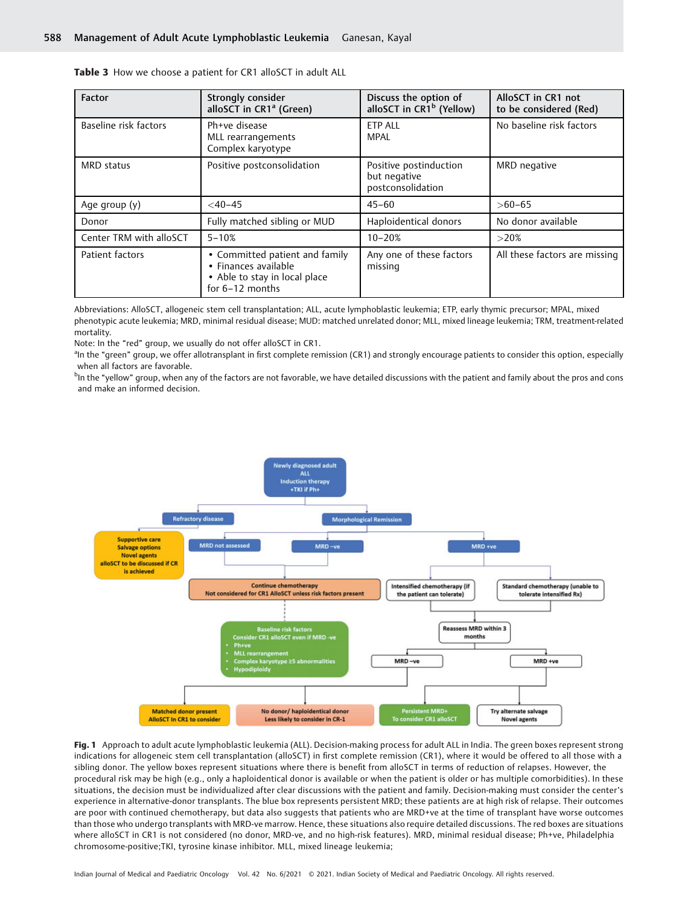**Table 3** How we choose a patient for CR1 alloSCT in adult ALL

| Factor | Strongly consider alloSCT in CR1[a] (Green) | Discuss the option of alloSCT in CR1[b] (Yellow) | AlloSCT in CR1 not to be considered (Red) |
|---|---|---|---|
| Baseline risk factors | Ph+ve disease<br>MLL rearrangements<br>Complex karyotype | ETP ALL<br>MPAL | No baseline risk factors |
| MRD status | Positive postconsolidation | Positive postinduction but negative postconsolidation | MRD negative |
| Age group (y) | <40–45 | 45–60 | >60–65 |
| Donor | Fully matched sibling or MUD | Haploidentical donors | No donor available |
| Center TRM with alloSCT | 5–10% | 10–20% | >20% |
| Patient factors | • Committed patient and family<br>• Finances available<br>• Able to stay in local place for 6–12 months | Any one of these factors missing | All these factors are missing |

Abbreviations: AlloSCT, allogeneic stem cell transplantation; ALL, acute lymphoblastic leukemia; ETP, early thymic precursor; MPAL, mixed phenotypic acute leukemia; MRD, minimal residual disease; MUD: matched unrelated donor; MLL, mixed lineage leukemia; TRM, treatment-related mortality.

Note: In the "red" group, we usually do not offer alloSCT in CR1.

[a]In the "green" group, we offer allotransplant in first complete remission (CR1) and strongly encourage patients to consider this option, especially when all factors are favorable.

[b]In the "yellow" group, when any of the factors are not favorable, we have detailed discussions with the patient and family about the pros and cons and make an informed decision.

**Fig. 1** Approach to adult acute lymphoblastic leukemia (ALL). Decision-making process for adult ALL in India. The green boxes represent strong indications for allogeneic stem cell transplantation (alloSCT) in first complete remission (CR1), where it would be offered to all those with a sibling donor. The yellow boxes represent situations where there is benefit from alloSCT in terms of reduction of relapses. However, the procedural risk may be high (e.g., only a haploidentical donor is available or when the patient is older or has multiple comorbidities). In these situations, the decision must be individualized after clear discussions with the patient and family. Decision-making must consider the center's experience in alternative-donor transplants. The blue box represents persistent MRD; these patients are at high risk of relapse. Their outcomes are poor with continued chemotherapy, but data also suggests that patients who are MRD+ve at the time of transplant have worse outcomes than those who undergo transplants with MRD-ve marrow. Hence, these situations also require detailed discussions. The red boxes are situations where alloSCT in CR1 is not considered (no donor, MRD-ve, and no high-risk features). MRD, minimal residual disease; Ph+ve, Philadelphia chromosome-positive;TKI, tyrosine kinase inhibitor. MLL, mixed lineage leukemia;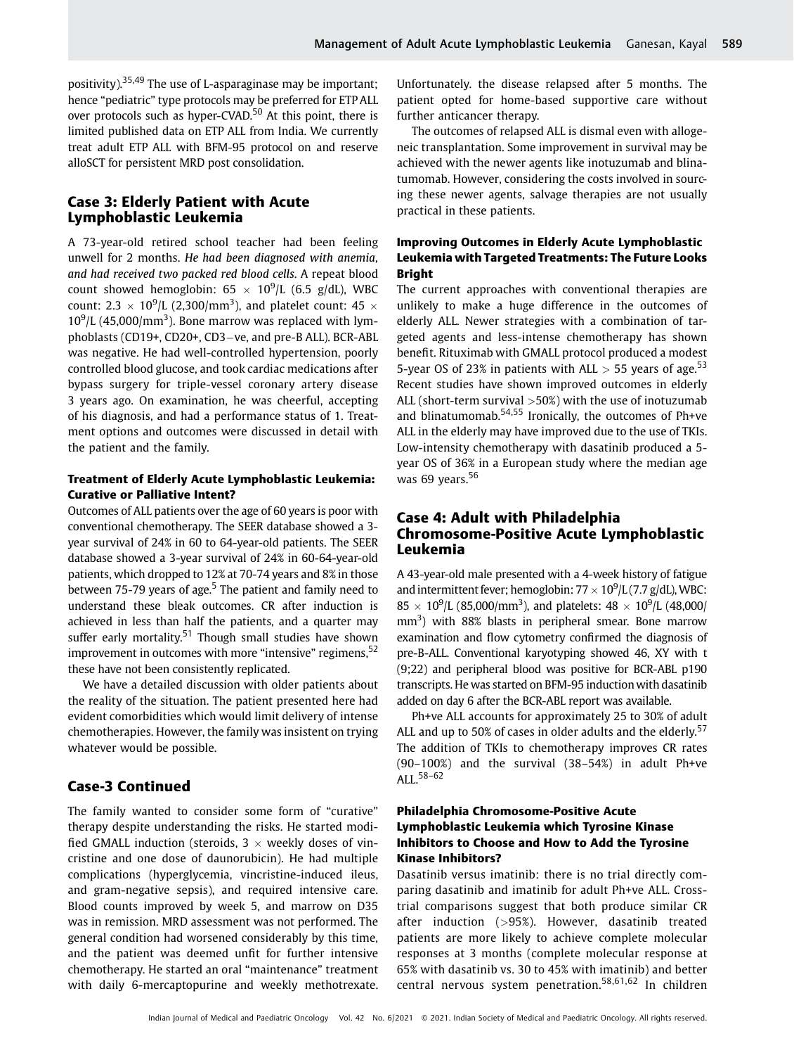positivity).[35,49] The use of L-asparaginase may be important; hence "pediatric" type protocols may be preferred for ETP ALL over protocols such as hyper-CVAD.[50] At this point, there is limited published data on ETP ALL from India. We currently treat adult ETP ALL with BFM-95 protocol on and reserve alloSCT for persistent MRD post consolidation.

## Case 3: Elderly Patient with Acute Lymphoblastic Leukemia

A 73-year-old retired school teacher had been feeling unwell for 2 months. *He had been diagnosed with anemia, and had received two packed red blood cells.* A repeat blood count showed hemoglobin: $65 \times 10^9$/L (6.5 g/dL), WBC count: $2.3 \times 10^9$/L (2,300/mm$^3$), and platelet count: $45 \times 10^9$/L (45,000/mm$^3$). Bone marrow was replaced with lymphoblasts (CD19+, CD20+, CD3−ve, and pre-B ALL). BCR-ABL was negative. He had well-controlled hypertension, poorly controlled blood glucose, and took cardiac medications after bypass surgery for triple-vessel coronary artery disease 3 years ago. On examination, he was cheerful, accepting of his diagnosis, and had a performance status of 1. Treatment options and outcomes were discussed in detail with the patient and the family.

### Treatment of Elderly Acute Lymphoblastic Leukemia: Curative or Palliative Intent?

Outcomes of ALL patients over the age of 60 years is poor with conventional chemotherapy. The SEER database showed a 3-year survival of 24% in 60 to 64-year-old patients. The SEER database showed a 3-year survival of 24% in 60-64-year-old patients, which dropped to 12% at 70-74 years and 8% in those between 75-79 years of age.[5] The patient and family need to understand these bleak outcomes. CR after induction is achieved in less than half the patients, and a quarter may suffer early mortality.[51] Though small studies have shown improvement in outcomes with more "intensive" regimens,[52] these have not been consistently replicated.

We have a detailed discussion with older patients about the reality of the situation. The patient presented here had evident comorbidities which would limit delivery of intense chemotherapies. However, the family was insistent on trying whatever would be possible.

## Case-3 Continued

The family wanted to consider some form of "curative" therapy despite understanding the risks. He started modified GMALL induction (steroids, $3 \times$ weekly doses of vincristine and one dose of daunorubicin). He had multiple complications (hyperglycemia, vincristine-induced ileus, and gram-negative sepsis), and required intensive care. Blood counts improved by week 5, and marrow on D35 was in remission. MRD assessment was not performed. The general condition had worsened considerably by this time, and the patient was deemed unfit for further intensive chemotherapy. He started an oral "maintenance" treatment with daily 6-mercaptopurine and weekly methotrexate. Unfortunately. the disease relapsed after 5 months. The patient opted for home-based supportive care without further anticancer therapy.

The outcomes of relapsed ALL is dismal even with allogeneic transplantation. Some improvement in survival may be achieved with the newer agents like inotuzumab and blinatumomab. However, considering the costs involved in sourcing these newer agents, salvage therapies are not usually practical in these patients.

### Improving Outcomes in Elderly Acute Lymphoblastic Leukemia with Targeted Treatments: The Future Looks Bright

The current approaches with conventional therapies are unlikely to make a huge difference in the outcomes of elderly ALL. Newer strategies with a combination of targeted agents and less-intense chemotherapy has shown benefit. Rituximab with GMALL protocol produced a modest 5-year OS of 23% in patients with ALL > 55 years of age.[53] Recent studies have shown improved outcomes in elderly ALL (short-term survival >50%) with the use of inotuzumab and blinatumomab.[54,55] Ironically, the outcomes of Ph+ve ALL in the elderly may have improved due to the use of TKIs. Low-intensity chemotherapy with dasatinib produced a 5-year OS of 36% in a European study where the median age was 69 years.[56]

## Case 4: Adult with Philadelphia Chromosome-Positive Acute Lymphoblastic Leukemia

A 43-year-old male presented with a 4-week history of fatigue and intermittent fever; hemoglobin: $77 \times 10^9$/L (7.7 g/dL), WBC: $85 \times 10^9$/L (85,000/mm$^3$), and platelets: $48 \times 10^9$/L (48,000/mm$^3$) with 88% blasts in peripheral smear. Bone marrow examination and flow cytometry confirmed the diagnosis of pre-B-ALL. Conventional karyotyping showed 46, XY with t(9;22) and peripheral blood was positive for BCR-ABL p190 transcripts. He was started on BFM-95 induction with dasatinib added on day 6 after the BCR-ABL report was available.

Ph+ve ALL accounts for approximately 25 to 30% of adult ALL and up to 50% of cases in older adults and the elderly.[57] The addition of TKIs to chemotherapy improves CR rates (90–100%) and the survival (38–54%) in adult Ph+ve ALL.[58–62]

### Philadelphia Chromosome-Positive Acute Lymphoblastic Leukemia which Tyrosine Kinase Inhibitors to Choose and How to Add the Tyrosine Kinase Inhibitors?

Dasatinib versus imatinib: there is no trial directly comparing dasatinib and imatinib for adult Ph+ve ALL. Cross-trial comparisons suggest that both produce similar CR after induction (>95%). However, dasatinib treated patients are more likely to achieve complete molecular responses at 3 months (complete molecular response at 65% with dasatinib vs. 30 to 45% with imatinib) and better central nervous system penetration.[58,61,62] In children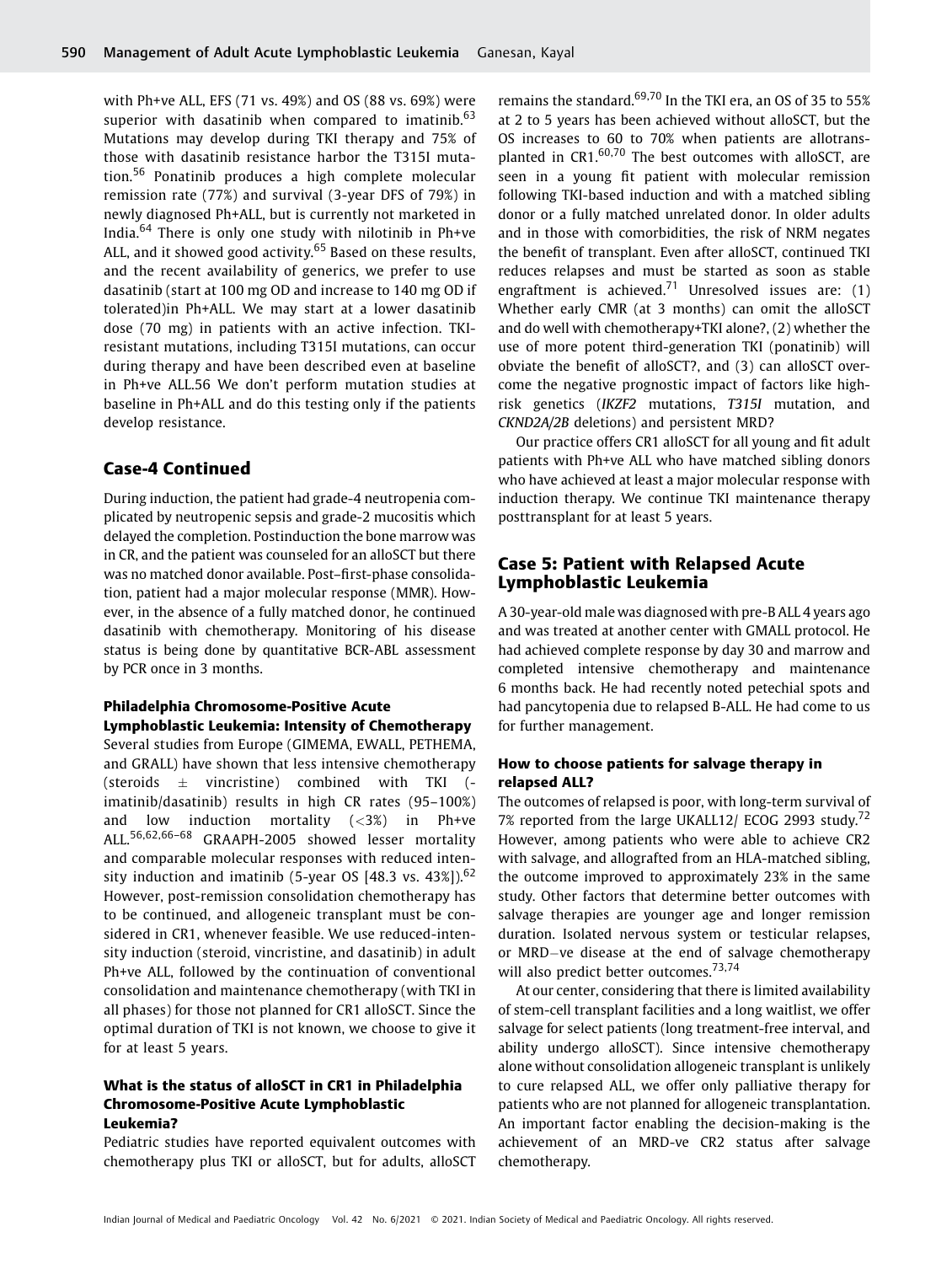with Ph+ve ALL, EFS (71 vs. 49%) and OS (88 vs. 69%) were superior with dasatinib when compared to imatinib.[63] Mutations may develop during TKI therapy and 75% of those with dasatinib resistance harbor the T315I mutation.[56] Ponatinib produces a high complete molecular remission rate (77%) and survival (3-year DFS of 79%) in newly diagnosed Ph+ALL, but is currently not marketed in India.[64] There is only one study with nilotinib in Ph+ve ALL, and it showed good activity.[65] Based on these results, and the recent availability of generics, we prefer to use dasatinib (start at 100 mg OD and increase to 140 mg OD if tolerated)in Ph+ALL. We may start at a lower dasatinib dose (70 mg) in patients with an active infection. TKI-resistant mutations, including T315I mutations, can occur during therapy and have been described even at baseline in Ph+ve ALL.56 We don't perform mutation studies at baseline in Ph+ALL and do this testing only if the patients develop resistance.

## Case-4 Continued

During induction, the patient had grade-4 neutropenia complicated by neutropenic sepsis and grade-2 mucositis which delayed the completion. Postinduction the bone marrow was in CR, and the patient was counseled for an alloSCT but there was no matched donor available. Post–first-phase consolidation, patient had a major molecular response (MMR). However, in the absence of a fully matched donor, he continued dasatinib with chemotherapy. Monitoring of his disease status is being done by quantitative BCR-ABL assessment by PCR once in 3 months.

### Philadelphia Chromosome-Positive Acute Lymphoblastic Leukemia: Intensity of Chemotherapy

Several studies from Europe (GIMEMA, EWALL, PETHEMA, and GRALL) have shown that less intensive chemotherapy (steroids ± vincristine) combined with TKI (-imatinib/dasatinib) results in high CR rates (95–100%) and low induction mortality (<3%) in Ph+ve ALL.[56,62,66–68] GRAAPH-2005 showed lesser mortality and comparable molecular responses with reduced intensity induction and imatinib (5-year OS [48.3 vs. 43%]).[62] However, post-remission consolidation chemotherapy has to be continued, and allogeneic transplant must be considered in CR1, whenever feasible. We use reduced-intensity induction (steroid, vincristine, and dasatinib) in adult Ph+ve ALL, followed by the continuation of conventional consolidation and maintenance chemotherapy (with TKI in all phases) for those not planned for CR1 alloSCT. Since the optimal duration of TKI is not known, we choose to give it for at least 5 years.

### What is the status of alloSCT in CR1 in Philadelphia Chromosome-Positive Acute Lymphoblastic Leukemia?

Pediatric studies have reported equivalent outcomes with chemotherapy plus TKI or alloSCT, but for adults, alloSCT remains the standard.[69,70] In the TKI era, an OS of 35 to 55% at 2 to 5 years has been achieved without alloSCT, but the OS increases to 60 to 70% when patients are allotransplanted in CR1.[60,70] The best outcomes with alloSCT, are seen in a young fit patient with molecular remission following TKI-based induction and with a matched sibling donor or a fully matched unrelated donor. In older adults and in those with comorbidities, the risk of NRM negates the benefit of transplant. Even after alloSCT, continued TKI reduces relapses and must be started as soon as stable engraftment is achieved.[71] Unresolved issues are: (1) Whether early CMR (at 3 months) can omit the alloSCT and do well with chemotherapy+TKI alone?, (2) whether the use of more potent third-generation TKI (ponatinib) will obviate the benefit of alloSCT?, and (3) can alloSCT overcome the negative prognostic impact of factors like high-risk genetics (*IKZF2* mutations, *T315I* mutation, and *CKND2A/2B* deletions) and persistent MRD?

Our practice offers CR1 alloSCT for all young and fit adult patients with Ph+ve ALL who have matched sibling donors who have achieved at least a major molecular response with induction therapy. We continue TKI maintenance therapy posttransplant for at least 5 years.

## Case 5: Patient with Relapsed Acute Lymphoblastic Leukemia

A 30-year-old male was diagnosed with pre-B ALL 4 years ago and was treated at another center with GMALL protocol. He had achieved complete response by day 30 and marrow and completed intensive chemotherapy and maintenance 6 months back. He had recently noted petechial spots and had pancytopenia due to relapsed B-ALL. He had come to us for further management.

### How to choose patients for salvage therapy in relapsed ALL?

The outcomes of relapsed is poor, with long-term survival of 7% reported from the large UKALL12/ ECOG 2993 study.[72] However, among patients who were able to achieve CR2 with salvage, and allografted from an HLA-matched sibling, the outcome improved to approximately 23% in the same study. Other factors that determine better outcomes with salvage therapies are younger age and longer remission duration. Isolated nervous system or testicular relapses, or MRD−ve disease at the end of salvage chemotherapy will also predict better outcomes.[73,74]

At our center, considering that there is limited availability of stem-cell transplant facilities and a long waitlist, we offer salvage for select patients (long treatment-free interval, and ability undergo alloSCT). Since intensive chemotherapy alone without consolidation allogeneic transplant is unlikely to cure relapsed ALL, we offer only palliative therapy for patients who are not planned for allogeneic transplantation. An important factor enabling the decision-making is the achievement of an MRD-ve CR2 status after salvage chemotherapy.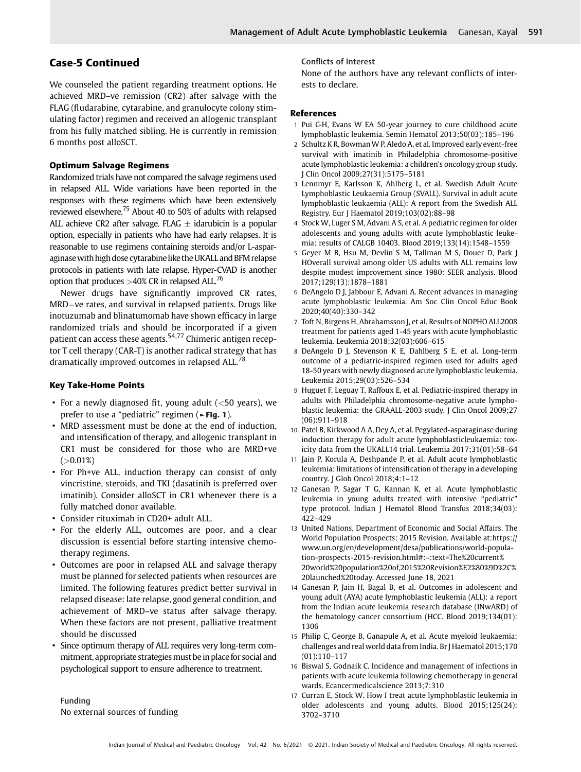## Case-5 Continued

We counseled the patient regarding treatment options. He achieved MRD–ve remission (CR2) after salvage with the FLAG (fludarabine, cytarabine, and granulocyte colony stimulating factor) regimen and received an allogenic transplant from his fully matched sibling. He is currently in remission 6 months post alloSCT.

### Optimum Salvage Regimens

Randomized trials have not compared the salvage regimens used in relapsed ALL. Wide variations have been reported in the responses with these regimens which have been extensively reviewed elsewhere.[75] About 40 to 50% of adults with relapsed ALL achieve CR2 after salvage. FLAG ± idarubicin is a popular option, especially in patients who have had early relapses. It is reasonable to use regimens containing steroids and/or L-asparaginase with high dose cytarabine like the UKALL and BFM relapse protocols in patients with late relapse. Hyper-CVAD is another option that produces >40% CR in relapsed ALL.[76]

Newer drugs have significantly improved CR rates, MRD−ve rates, and survival in relapsed patients. Drugs like inotuzumab and blinatumomab have shown efficacy in large randomized trials and should be incorporated if a given patient can access these agents.[54,77] Chimeric antigen receptor T cell therapy (CAR-T) is another radical strategy that has dramatically improved outcomes in relapsed ALL.[78]

### Key Take-Home Points

- For a newly diagnosed fit, young adult (<50 years), we prefer to use a "pediatric" regimen (►Fig. 1).
- MRD assessment must be done at the end of induction, and intensification of therapy, and allogenic transplant in CR1 must be considered for those who are MRD+ve (>0.01%)
- For Ph+ve ALL, induction therapy can consist of only vincristine, steroids, and TKI (dasatinib is preferred over imatinib). Consider alloSCT in CR1 whenever there is a fully matched donor available.
- Consider rituximab in CD20+ adult ALL.
- For the elderly ALL, outcomes are poor, and a clear discussion is essential before starting intensive chemotherapy regimens.
- Outcomes are poor in relapsed ALL and salvage therapy must be planned for selected patients when resources are limited. The following features predict better survival in relapsed disease: late relapse, good general condition, and achievement of MRD–ve status after salvage therapy. When these factors are not present, palliative treatment should be discussed
- Since optimum therapy of ALL requires very long-term commitment, appropriate strategies must be in place for social and psychological support to ensure adherence to treatment.

Funding
No external sources of funding

Conflicts of Interest
None of the authors have any relevant conflicts of interests to declare.

### References

1 Pui C-H, Evans W EA 50-year journey to cure childhood acute lymphoblastic leukemia. Semin Hematol 2013;50(03):185–196

2 Schultz K R, Bowman W P, Aledo A, et al. Improved early event-free survival with imatinib in Philadelphia chromosome-positive acute lymphoblastic leukemia: a children's oncology group study. J Clin Oncol 2009;27(31):5175–5181

3 Lennmyr E, Karlsson K, Ahlberg L, et al. Swedish Adult Acute Lymphoblastic Leukaemia Group (SVALL). Survival in adult acute lymphoblastic leukaemia (ALL): A report from the Swedish ALL Registry. Eur J Haematol 2019;103(02):88–98

4 Stock W, Luger S M, Advani A S, et al. A pediatric regimen for older adolescents and young adults with acute lymphoblastic leukemia: results of CALGB 10403. Blood 2019;133(14):1548–1559

5 Geyer M B, Hsu M, Devlin S M, Tallman M S, Douer D, Park J HOverall survival among older US adults with ALL remains low despite modest improvement since 1980: SEER analysis. Blood 2017;129(13):1878–1881

6 DeAngelo D J, Jabbour E, Advani A. Recent advances in managing acute lymphoblastic leukemia. Am Soc Clin Oncol Educ Book 2020;40(40):330–342

7 Toft N, Birgens H, Abrahamsson J, et al. Results of NOPHO ALL2008 treatment for patients aged 1-45 years with acute lymphoblastic leukemia. Leukemia 2018;32(03):606–615

8 DeAngelo D J, Stevenson K E, Dahlberg S E, et al. Long-term outcome of a pediatric-inspired regimen used for adults aged 18-50 years with newly diagnosed acute lymphoblastic leukemia. Leukemia 2015;29(03):526–534

9 Huguet F, Leguay T, Raffoux E, et al. Pediatric-inspired therapy in adults with Philadelphia chromosome-negative acute lymphoblastic leukemia: the GRAALL-2003 study. J Clin Oncol 2009;27(06):911–918

10 Patel B, Kirkwood A A, Dey A, et al. Pegylated-asparaginase during induction therapy for adult acute lymphoblasticleukaemia: toxicity data from the UKALL14 trial. Leukemia 2017;31(01):58–64

11 Jain P, Korula A, Deshpande P, et al. Adult acute lymphoblastic leukemia: limitations of intensification of therapy in a developing country. J Glob Oncol 2018;4:1–12

12 Ganesan P, Sagar T G, Kannan K, et al. Acute lymphoblastic leukemia in young adults treated with intensive "pediatric" type protocol. Indian J Hematol Blood Transfus 2018;34(03):422–429

13 United Nations, Department of Economic and Social Affairs. The World Population Prospects: 2015 Revision. Available at:https://www.un.org/en/development/desa/publications/world-population-prospects-2015-revision.html#:~:text=The%20current%20world%20population%20of,2015%20Revision%E2%80%9D%2C%20launched%20today. Accessed June 18, 2021

14 Ganesan P, Jain H, Bagal B, et al. Outcomes in adolescent and young adult (AYA) acute lymphoblastic leukemia (ALL): a report from the Indian acute leukemia research database (INwARD) of the hematology cancer consortium (HCC. Blood 2019;134(01):1306

15 Philip C, George B, Ganapule A, et al. Acute myeloid leukaemia: challenges and real world data from India. Br J Haematol 2015;170(01):110–117

16 Biswal S, Godnaik C. Incidence and management of infections in patients with acute leukemia following chemotherapy in general wards. Ecancermedicalscience 2013;7:310

17 Curran E, Stock W. How I treat acute lymphoblastic leukemia in older adolescents and young adults. Blood 2015;125(24):3702–3710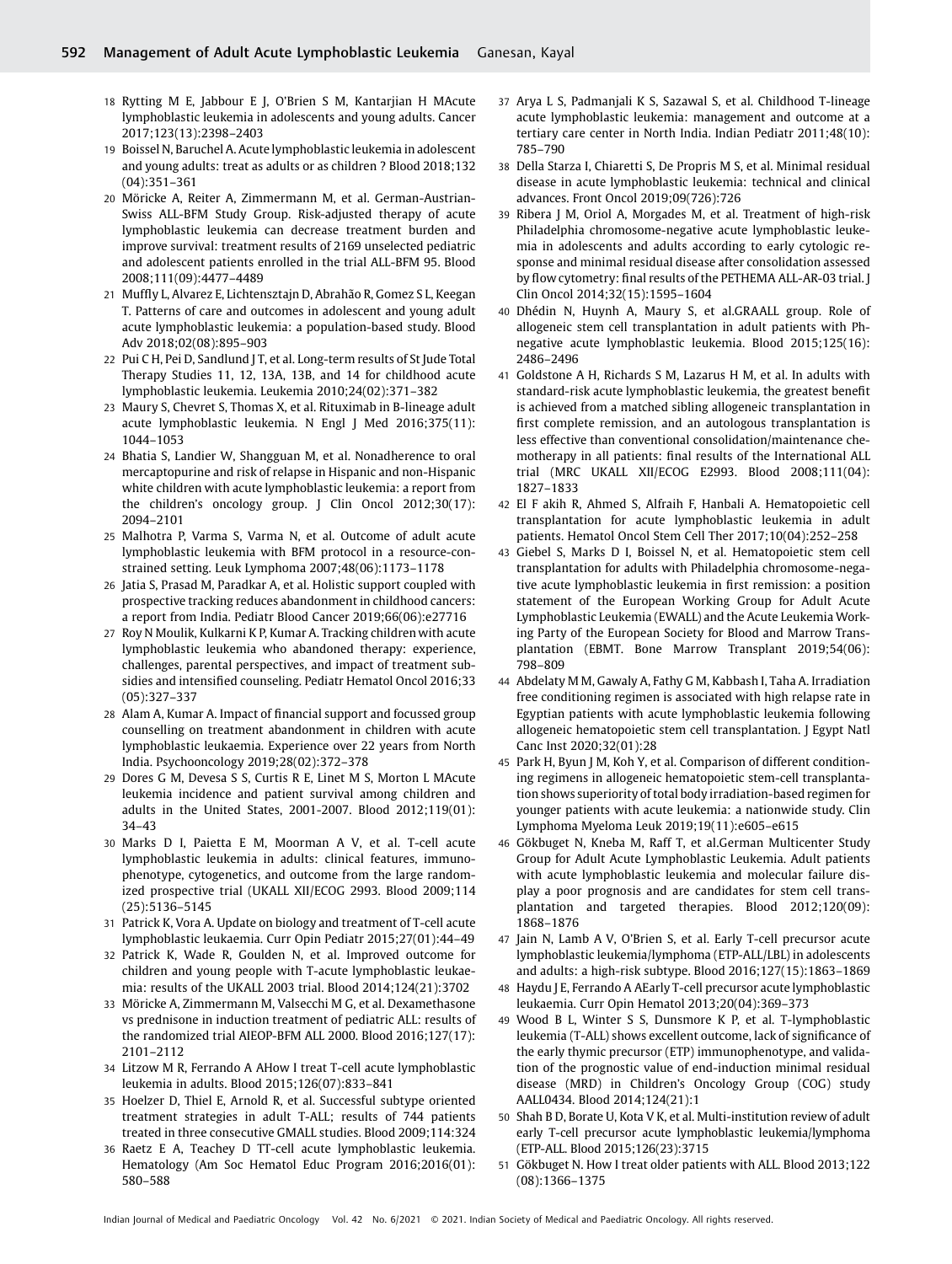18 Rytting M E, Jabbour E J, O'Brien S M, Kantarjian H MAcute lymphoblastic leukemia in adolescents and young adults. Cancer 2017;123(13):2398–2403

19 Boissel N, Baruchel A. Acute lymphoblastic leukemia in adolescent and young adults: treat as adults or as children ? Blood 2018;132 (04):351–361

20 Möricke A, Reiter A, Zimmermann M, et al. German-Austrian-Swiss ALL-BFM Study Group. Risk-adjusted therapy of acute lymphoblastic leukemia can decrease treatment burden and improve survival: treatment results of 2169 unselected pediatric and adolescent patients enrolled in the trial ALL-BFM 95. Blood 2008;111(09):4477–4489

21 Muffly L, Alvarez E, Lichtensztajn D, Abrahão R, Gomez S L, Keegan T. Patterns of care and outcomes in adolescent and young adult acute lymphoblastic leukemia: a population-based study. Blood Adv 2018;02(08):895–903

22 Pui C H, Pei D, Sandlund J T, et al. Long-term results of St Jude Total Therapy Studies 11, 12, 13A, 13B, and 14 for childhood acute lymphoblastic leukemia. Leukemia 2010;24(02):371–382

23 Maury S, Chevret S, Thomas X, et al. Rituximab in B-lineage adult acute lymphoblastic leukemia. N Engl J Med 2016;375(11): 1044–1053

24 Bhatia S, Landier W, Shangguan M, et al. Nonadherence to oral mercaptopurine and risk of relapse in Hispanic and non-Hispanic white children with acute lymphoblastic leukemia: a report from the children's oncology group. J Clin Oncol 2012;30(17): 2094–2101

25 Malhotra P, Varma S, Varma N, et al. Outcome of adult acute lymphoblastic leukemia with BFM protocol in a resource-constrained setting. Leuk Lymphoma 2007;48(06):1173–1178

26 Jatia S, Prasad M, Paradkar A, et al. Holistic support coupled with prospective tracking reduces abandonment in childhood cancers: a report from India. Pediatr Blood Cancer 2019;66(06):e27716

27 Roy N Moulik, Kulkarni K P, Kumar A. Tracking children with acute lymphoblastic leukemia who abandoned therapy: experience, challenges, parental perspectives, and impact of treatment subsidies and intensified counseling. Pediatr Hematol Oncol 2016;33 (05):327–337

28 Alam A, Kumar A. Impact of financial support and focussed group counselling on treatment abandonment in children with acute lymphoblastic leukaemia. Experience over 22 years from North India. Psychooncology 2019;28(02):372–378

29 Dores G M, Devesa S S, Curtis R E, Linet M S, Morton L MAcute leukemia incidence and patient survival among children and adults in the United States, 2001-2007. Blood 2012;119(01): 34–43

30 Marks D I, Paietta E M, Moorman A V, et al. T-cell acute lymphoblastic leukemia in adults: clinical features, immunophenotype, cytogenetics, and outcome from the large randomized prospective trial (UKALL XII/ECOG 2993. Blood 2009;114 (25):5136–5145

31 Patrick K, Vora A. Update on biology and treatment of T-cell acute lymphoblastic leukaemia. Curr Opin Pediatr 2015;27(01):44–49

32 Patrick K, Wade R, Goulden N, et al. Improved outcome for children and young people with T-acute lymphoblastic leukaemia: results of the UKALL 2003 trial. Blood 2014;124(21):3702

33 Möricke A, Zimmermann M, Valsecchi M G, et al. Dexamethasone vs prednisone in induction treatment of pediatric ALL: results of the randomized trial AIEOP-BFM ALL 2000. Blood 2016;127(17): 2101–2112

34 Litzow M R, Ferrando A AHow I treat T-cell acute lymphoblastic leukemia in adults. Blood 2015;126(07):833–841

35 Hoelzer D, Thiel E, Arnold R, et al. Successful subtype oriented treatment strategies in adult T-ALL; results of 744 patients treated in three consecutive GMALL studies. Blood 2009;114:324

36 Raetz E A, Teachey D TT-cell acute lymphoblastic leukemia. Hematology (Am Soc Hematol Educ Program 2016;2016(01): 580–588

37 Arya L S, Padmanjali K S, Sazawal S, et al. Childhood T-lineage acute lymphoblastic leukemia: management and outcome at a tertiary care center in North India. Indian Pediatr 2011;48(10): 785–790

38 Della Starza I, Chiaretti S, De Propris M S, et al. Minimal residual disease in acute lymphoblastic leukemia: technical and clinical advances. Front Oncol 2019;09(726):726

39 Ribera J M, Oriol A, Morgades M, et al. Treatment of high-risk Philadelphia chromosome-negative acute lymphoblastic leukemia in adolescents and adults according to early cytologic response and minimal residual disease after consolidation assessed by flow cytometry: final results of the PETHEMA ALL-AR-03 trial. J Clin Oncol 2014;32(15):1595–1604

40 Dhédin N, Huynh A, Maury S, et al.GRAALL group. Role of allogeneic stem cell transplantation in adult patients with Ph-negative acute lymphoblastic leukemia. Blood 2015;125(16): 2486–2496

41 Goldstone A H, Richards S M, Lazarus H M, et al. In adults with standard-risk acute lymphoblastic leukemia, the greatest benefit is achieved from a matched sibling allogeneic transplantation in first complete remission, and an autologous transplantation is less effective than conventional consolidation/maintenance chemotherapy in all patients: final results of the International ALL trial (MRC UKALL XII/ECOG E2993. Blood 2008;111(04): 1827–1833

42 El F akih R, Ahmed S, Alfraih F, Hanbali A. Hematopoietic cell transplantation for acute lymphoblastic leukemia in adult patients. Hematol Oncol Stem Cell Ther 2017;10(04):252–258

43 Giebel S, Marks D I, Boissel N, et al. Hematopoietic stem cell transplantation for adults with Philadelphia chromosome-negative acute lymphoblastic leukemia in first remission: a position statement of the European Working Group for Adult Acute Lymphoblastic Leukemia (EWALL) and the Acute Leukemia Working Party of the European Society for Blood and Marrow Transplantation (EBMT. Bone Marrow Transplant 2019;54(06): 798–809

44 Abdelaty M M, Gawaly A, Fathy G M, Kabbash I, Taha A. Irradiation free conditioning regimen is associated with high relapse rate in Egyptian patients with acute lymphoblastic leukemia following allogeneic hematopoietic stem cell transplantation. J Egypt Natl Canc Inst 2020;32(01):28

45 Park H, Byun J M, Koh Y, et al. Comparison of different conditioning regimens in allogeneic hematopoietic stem-cell transplantation shows superiority of total body irradiation-based regimen for younger patients with acute leukemia: a nationwide study. Clin Lymphoma Myeloma Leuk 2019;19(11):e605–e615

46 Gökbuget N, Kneba M, Raff T, et al.German Multicenter Study Group for Adult Acute Lymphoblastic Leukemia. Adult patients with acute lymphoblastic leukemia and molecular failure display a poor prognosis and are candidates for stem cell transplantation and targeted therapies. Blood 2012;120(09): 1868–1876

47 Jain N, Lamb A V, O'Brien S, et al. Early T-cell precursor acute lymphoblastic leukemia/lymphoma (ETP-ALL/LBL) in adolescents and adults: a high-risk subtype. Blood 2016;127(15):1863–1869

48 Haydu J E, Ferrando A AEarly T-cell precursor acute lymphoblastic leukaemia. Curr Opin Hematol 2013;20(04):369–373

49 Wood B L, Winter S S, Dunsmore K P, et al. T-lymphoblastic leukemia (T-ALL) shows excellent outcome, lack of significance of the early thymic precursor (ETP) immunophenotype, and validation of the prognostic value of end-induction minimal residual disease (MRD) in Children's Oncology Group (COG) study AALL0434. Blood 2014;124(21):1

50 Shah B D, Borate U, Kota V K, et al. Multi-institution review of adult early T-cell precursor acute lymphoblastic leukemia/lymphoma (ETP-ALL. Blood 2015;126(23):3715

51 Gökbuget N. How I treat older patients with ALL. Blood 2013;122 (08):1366–1375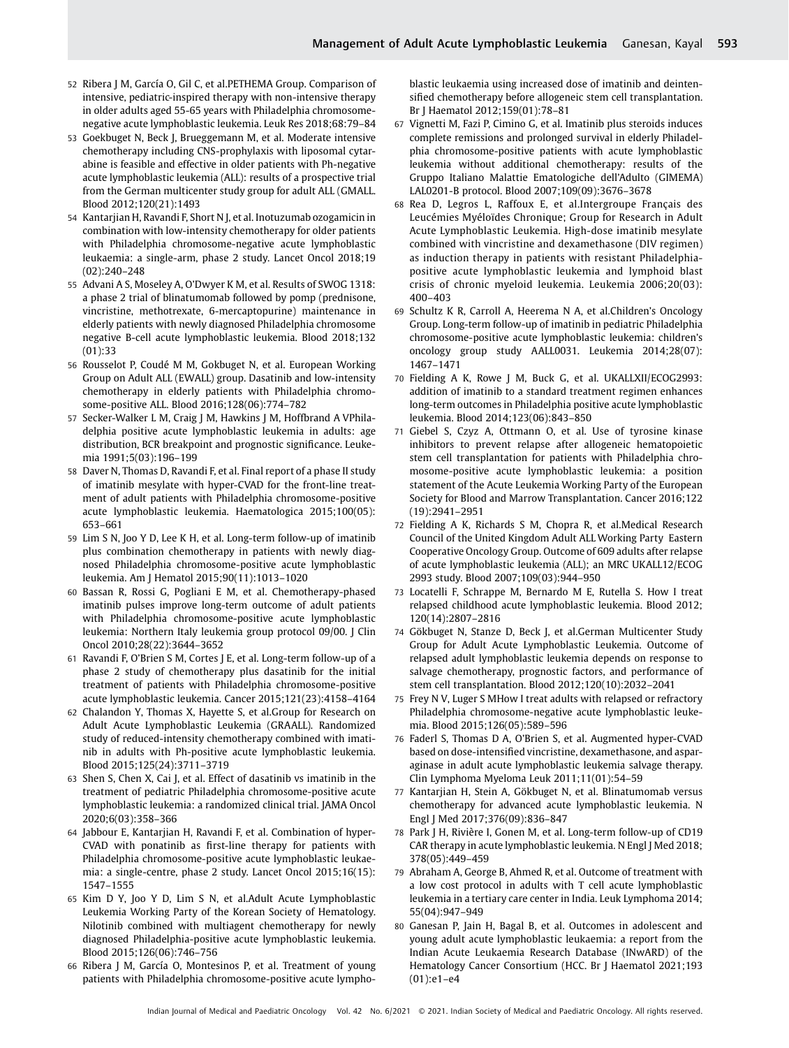52 Ribera J M, García O, Gil C, et al.PETHEMA Group. Comparison of intensive, pediatric-inspired therapy with non-intensive therapy in older adults aged 55-65 years with Philadelphia chromosome-negative acute lymphoblastic leukemia. Leuk Res 2018;68:79–84

53 Goekbuget N, Beck J, Brueggemann M, et al. Moderate intensive chemotherapy including CNS-prophylaxis with liposomal cytarabine is feasible and effective in older patients with Ph-negative acute lymphoblastic leukemia (ALL): results of a prospective trial from the German multicenter study group for adult ALL (GMALL. Blood 2012;120(21):1493

54 Kantarjian H, Ravandi F, Short N J, et al. Inotuzumab ozogamicin in combination with low-intensity chemotherapy for older patients with Philadelphia chromosome-negative acute lymphoblastic leukaemia: a single-arm, phase 2 study. Lancet Oncol 2018;19 (02):240–248

55 Advani A S, Moseley A, O'Dwyer K M, et al. Results of SWOG 1318: a phase 2 trial of blinatumomab followed by pomp (prednisone, vincristine, methotrexate, 6-mercaptopurine) maintenance in elderly patients with newly diagnosed Philadelphia chromosome negative B-cell acute lymphoblastic leukemia. Blood 2018;132 (01):33

56 Rousselot P, Coudé M M, Gokbuget N, et al. European Working Group on Adult ALL (EWALL) group. Dasatinib and low-intensity chemotherapy in elderly patients with Philadelphia chromosome-positive ALL. Blood 2016;128(06):774–782

57 Secker-Walker L M, Craig J M, Hawkins J M, Hoffbrand A VPhiladelphia positive acute lymphoblastic leukemia in adults: age distribution, BCR breakpoint and prognostic significance. Leukemia 1991;5(03):196–199

58 Daver N, Thomas D, Ravandi F, et al. Final report of a phase II study of imatinib mesylate with hyper-CVAD for the front-line treatment of adult patients with Philadelphia chromosome-positive acute lymphoblastic leukemia. Haematologica 2015;100(05): 653–661

59 Lim S N, Joo Y D, Lee K H, et al. Long-term follow-up of imatinib plus combination chemotherapy in patients with newly diagnosed Philadelphia chromosome-positive acute lymphoblastic leukemia. Am J Hematol 2015;90(11):1013–1020

60 Bassan R, Rossi G, Pogliani E M, et al. Chemotherapy-phased imatinib pulses improve long-term outcome of adult patients with Philadelphia chromosome-positive acute lymphoblastic leukemia: Northern Italy leukemia group protocol 09/00. J Clin Oncol 2010;28(22):3644–3652

61 Ravandi F, O'Brien S M, Cortes J E, et al. Long-term follow-up of a phase 2 study of chemotherapy plus dasatinib for the initial treatment of patients with Philadelphia chromosome-positive acute lymphoblastic leukemia. Cancer 2015;121(23):4158–4164

62 Chalandon Y, Thomas X, Hayette S, et al.Group for Research on Adult Acute Lymphoblastic Leukemia (GRAALL). Randomized study of reduced-intensity chemotherapy combined with imatinib in adults with Ph-positive acute lymphoblastic leukemia. Blood 2015;125(24):3711–3719

63 Shen S, Chen X, Cai J, et al. Effect of dasatinib vs imatinib in the treatment of pediatric Philadelphia chromosome-positive acute lymphoblastic leukemia: a randomized clinical trial. JAMA Oncol 2020;6(03):358–366

64 Jabbour E, Kantarjian H, Ravandi F, et al. Combination of hyper-CVAD with ponatinib as first-line therapy for patients with Philadelphia chromosome-positive acute lymphoblastic leukaemia: a single-centre, phase 2 study. Lancet Oncol 2015;16(15): 1547–1555

65 Kim D Y, Joo Y D, Lim S N, et al.Adult Acute Lymphoblastic Leukemia Working Party of the Korean Society of Hematology. Nilotinib combined with multiagent chemotherapy for newly diagnosed Philadelphia-positive acute lymphoblastic leukemia. Blood 2015;126(06):746–756

66 Ribera J M, García O, Montesinos P, et al. Treatment of young patients with Philadelphia chromosome-positive acute lymphoblastic leukaemia using increased dose of imatinib and deintensified chemotherapy before allogeneic stem cell transplantation. Br J Haematol 2012;159(01):78–81

67 Vignetti M, Fazi P, Cimino G, et al. Imatinib plus steroids induces complete remissions and prolonged survival in elderly Philadelphia chromosome-positive patients with acute lymphoblastic leukemia without additional chemotherapy: results of the Gruppo Italiano Malattie Ematologiche dell'Adulto (GIMEMA) LAL0201-B protocol. Blood 2007;109(09):3676–3678

68 Rea D, Legros L, Raffoux E, et al.Intergroupe Français des Leucémies Myéloïdes Chronique; Group for Research in Adult Acute Lymphoblastic Leukemia. High-dose imatinib mesylate combined with vincristine and dexamethasone (DIV regimen) as induction therapy in patients with resistant Philadelphia-positive acute lymphoblastic leukemia and lymphoid blast crisis of chronic myeloid leukemia. Leukemia 2006;20(03): 400–403

69 Schultz K R, Carroll A, Heerema N A, et al.Children's Oncology Group. Long-term follow-up of imatinib in pediatric Philadelphia chromosome-positive acute lymphoblastic leukemia: children's oncology group study AALL0031. Leukemia 2014;28(07): 1467–1471

70 Fielding A K, Rowe J M, Buck G, et al. UKALLXII/ECOG2993: addition of imatinib to a standard treatment regimen enhances long-term outcomes in Philadelphia positive acute lymphoblastic leukemia. Blood 2014;123(06):843–850

71 Giebel S, Czyz A, Ottmann O, et al. Use of tyrosine kinase inhibitors to prevent relapse after allogeneic hematopoietic stem cell transplantation for patients with Philadelphia chromosome-positive acute lymphoblastic leukemia: a position statement of the Acute Leukemia Working Party of the European Society for Blood and Marrow Transplantation. Cancer 2016;122 (19):2941–2951

72 Fielding A K, Richards S M, Chopra R, et al.Medical Research Council of the United Kingdom Adult ALL Working Party Eastern Cooperative Oncology Group. Outcome of 609 adults after relapse of acute lymphoblastic leukemia (ALL); an MRC UKALL12/ECOG 2993 study. Blood 2007;109(03):944–950

73 Locatelli F, Schrappe M, Bernardo M E, Rutella S. How I treat relapsed childhood acute lymphoblastic leukemia. Blood 2012; 120(14):2807–2816

74 Gökbuget N, Stanze D, Beck J, et al.German Multicenter Study Group for Adult Acute Lymphoblastic Leukemia. Outcome of relapsed adult lymphoblastic leukemia depends on response to salvage chemotherapy, prognostic factors, and performance of stem cell transplantation. Blood 2012;120(10):2032–2041

75 Frey N V, Luger S MHow I treat adults with relapsed or refractory Philadelphia chromosome-negative acute lymphoblastic leukemia. Blood 2015;126(05):589–596

76 Faderl S, Thomas D A, O'Brien S, et al. Augmented hyper-CVAD based on dose-intensified vincristine, dexamethasone, and asparaginase in adult acute lymphoblastic leukemia salvage therapy. Clin Lymphoma Myeloma Leuk 2011;11(01):54–59

77 Kantarjian H, Stein A, Gökbuget N, et al. Blinatumomab versus chemotherapy for advanced acute lymphoblastic leukemia. N Engl J Med 2017;376(09):836–847

78 Park J H, Rivière I, Gonen M, et al. Long-term follow-up of CD19 CAR therapy in acute lymphoblastic leukemia. N Engl J Med 2018; 378(05):449–459

79 Abraham A, George B, Ahmed R, et al. Outcome of treatment with a low cost protocol in adults with T cell acute lymphoblastic leukemia in a tertiary care center in India. Leuk Lymphoma 2014; 55(04):947–949

80 Ganesan P, Jain H, Bagal B, et al. Outcomes in adolescent and young adult acute lymphoblastic leukaemia: a report from the Indian Acute Leukaemia Research Database (INwARD) of the Hematology Cancer Consortium (HCC. Br J Haematol 2021;193 (01):e1–e4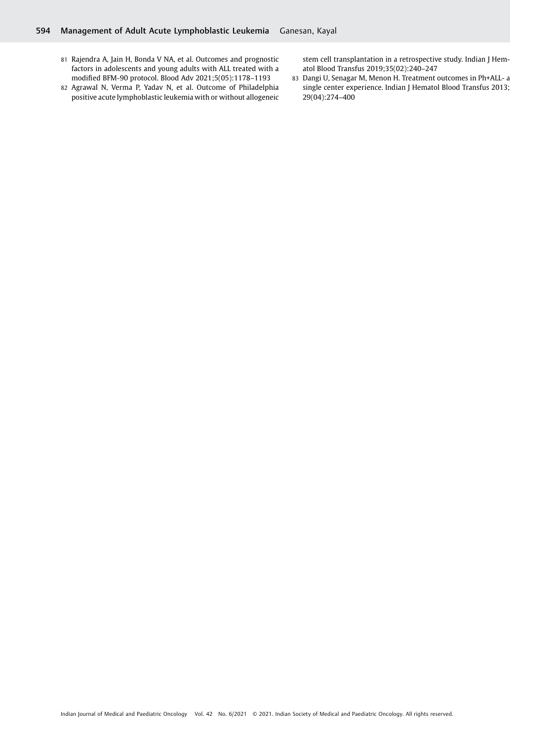81 Rajendra A, Jain H, Bonda V NA, et al. Outcomes and prognostic factors in adolescents and young adults with ALL treated with a modified BFM-90 protocol. Blood Adv 2021;5(05):1178–1193

82 Agrawal N, Verma P, Yadav N, et al. Outcome of Philadelphia positive acute lymphoblastic leukemia with or without allogeneic stem cell transplantation in a retrospective study. Indian J Hematol Blood Transfus 2019;35(02):240–247

83 Dangi U, Senagar M, Menon H. Treatment outcomes in Ph+ALL- a single center experience. Indian J Hematol Blood Transfus 2013; 29(04):274–400